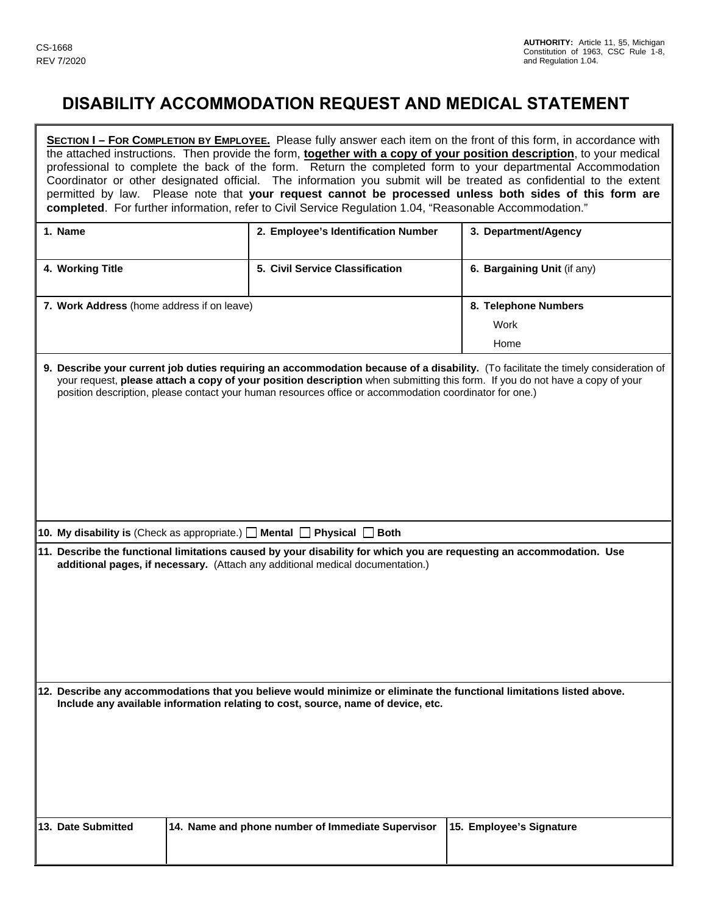CS-1668
REV 7/2020

**AUTHORITY:** Article 11, §5, Michigan Constitution of 1963, CSC Rule 1-8, and Regulation 1.04.

# DISABILITY ACCOMMODATION REQUEST AND MEDICAL STATEMENT

**SECTION I – FOR COMPLETION BY EMPLOYEE.** Please fully answer each item on the front of this form, in accordance with the attached instructions. Then provide the form, **together with a copy of your position description**, to your medical professional to complete the back of the form. Return the completed form to your departmental Accommodation Coordinator or other designated official. The information you submit will be treated as confidential to the extent permitted by law. Please note that **your request cannot be processed unless both sides of this form are completed**. For further information, refer to Civil Service Regulation 1.04, "Reasonable Accommodation."

| **1. Name** | **2. Employee's Identification Number** | **3. Department/Agency** |
| --- | --- | --- |
| | | |
| **4. Working Title** | **5. Civil Service Classification** | **6. Bargaining Unit** (if any) |
| | | |

| **7. Work Address** (home address if on leave) | **8. Telephone Numbers** |
| --- | --- |
| | Work |
| | Home |

**9. Describe your current job duties requiring an accommodation because of a disability.** (To facilitate the timely consideration of your request, **please attach a copy of your position description** when submitting this form. If you do not have a copy of your position description, please contact your human resources office or accommodation coordinator for one.)

**10. My disability is** (Check as appropriate.) ☐ **Mental** ☐ **Physical** ☐ **Both**

**11. Describe the functional limitations caused by your disability for which you are requesting an accommodation. Use additional pages, if necessary.** (Attach any additional medical documentation.)

**12. Describe any accommodations that you believe would minimize or eliminate the functional limitations listed above. Include any available information relating to cost, source, name of device, etc.**

| **13. Date Submitted** | **14. Name and phone number of Immediate Supervisor** | **15. Employee's Signature** |
| --- | --- | --- |
| | | |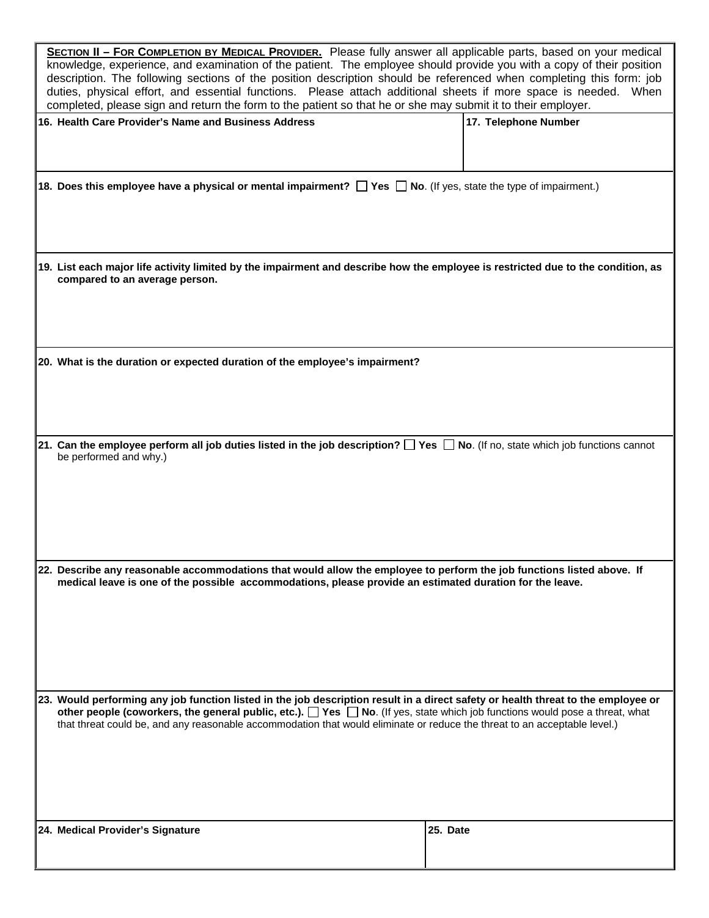**SECTION II – FOR COMPLETION BY MEDICAL PROVIDER.** Please fully answer all applicable parts, based on your medical knowledge, experience, and examination of the patient. The employee should provide you with a copy of their position description. The following sections of the position description should be referenced when completing this form: job duties, physical effort, and essential functions. Please attach additional sheets if more space is needed. When completed, please sign and return the form to the patient so that he or she may submit it to their employer.

| **16. Health Care Provider's Name and Business Address** | **17. Telephone Number** |
|---|---|
| | |

**18. Does this employee have a physical or mental impairment?** ☐ **Yes** ☐ **No**. (If yes, state the type of impairment.)

**19. List each major life activity limited by the impairment and describe how the employee is restricted due to the condition, as compared to an average person.**

**20. What is the duration or expected duration of the employee's impairment?**

**21. Can the employee perform all job duties listed in the job description?** ☐ **Yes** ☐ **No**. (If no, state which job functions cannot be performed and why.)

**22. Describe any reasonable accommodations that would allow the employee to perform the job functions listed above. If medical leave is one of the possible accommodations, please provide an estimated duration for the leave.**

**23. Would performing any job function listed in the job description result in a direct safety or health threat to the employee or other people (coworkers, the general public, etc.).** ☐ **Yes** ☐ **No**. (If yes, state which job functions would pose a threat, what that threat could be, and any reasonable accommodation that would eliminate or reduce the threat to an acceptable level.)

| **24. Medical Provider's Signature** | **25. Date** |
|---|---|
| | |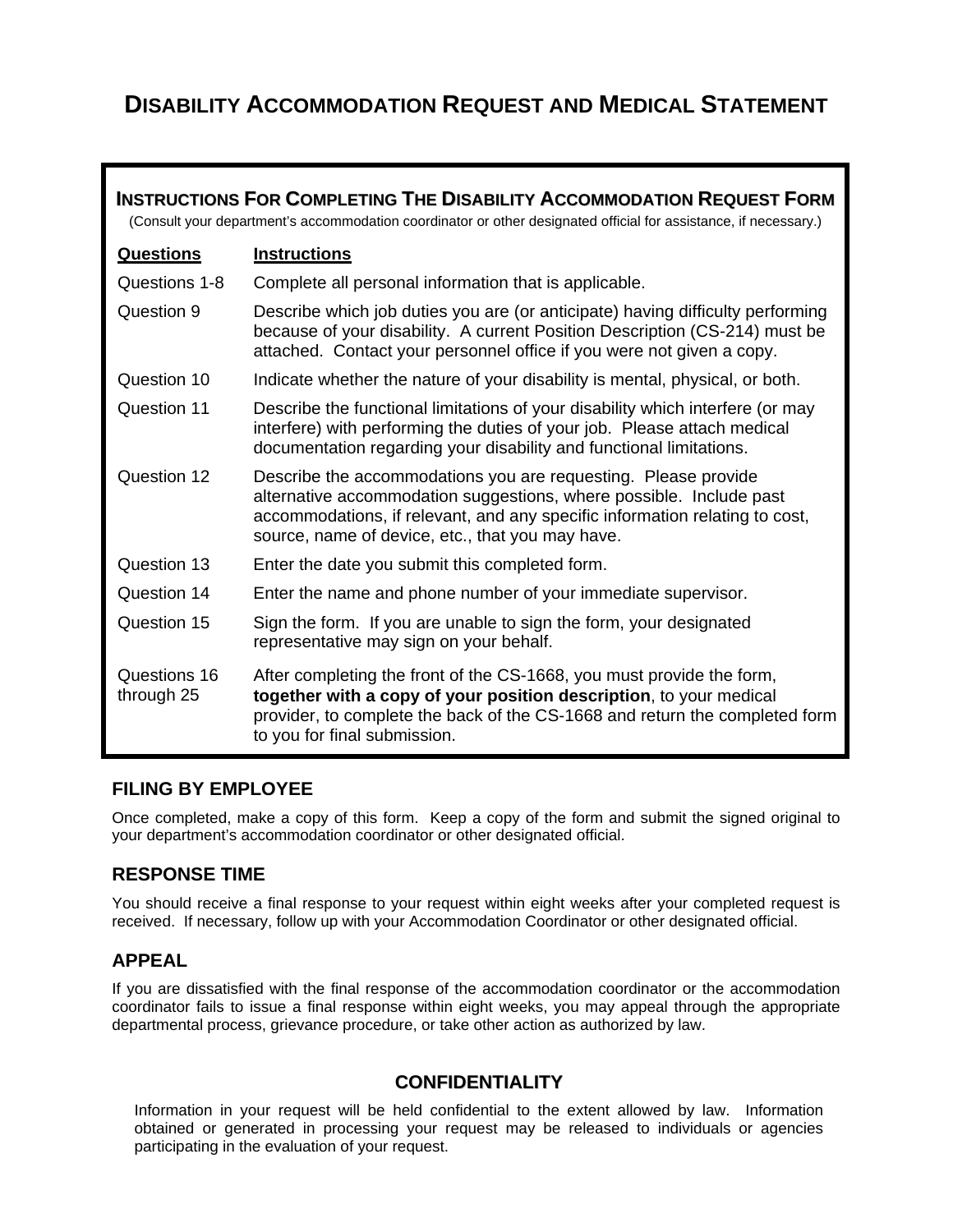# DISABILITY ACCOMMODATION REQUEST AND MEDICAL STATEMENT

## INSTRUCTIONS FOR COMPLETING THE DISABILITY ACCOMMODATION REQUEST FORM

(Consult your department's accommodation coordinator or other designated official for assistance, if necessary.)

| **Questions** | **Instructions** |
|---|---|
| Questions 1-8 | Complete all personal information that is applicable. |
| Question 9 | Describe which job duties you are (or anticipate) having difficulty performing because of your disability. A current Position Description (CS-214) must be attached. Contact your personnel office if you were not given a copy. |
| Question 10 | Indicate whether the nature of your disability is mental, physical, or both. |
| Question 11 | Describe the functional limitations of your disability which interfere (or may interfere) with performing the duties of your job. Please attach medical documentation regarding your disability and functional limitations. |
| Question 12 | Describe the accommodations you are requesting. Please provide alternative accommodation suggestions, where possible. Include past accommodations, if relevant, and any specific information relating to cost, source, name of device, etc., that you may have. |
| Question 13 | Enter the date you submit this completed form. |
| Question 14 | Enter the name and phone number of your immediate supervisor. |
| Question 15 | Sign the form. If you are unable to sign the form, your designated representative may sign on your behalf. |
| Questions 16 through 25 | After completing the front of the CS-1668, you must provide the form, **together with a copy of your position description**, to your medical provider, to complete the back of the CS-1668 and return the completed form to you for final submission. |

## FILING BY EMPLOYEE

Once completed, make a copy of this form. Keep a copy of the form and submit the signed original to your department's accommodation coordinator or other designated official.

## RESPONSE TIME

You should receive a final response to your request within eight weeks after your completed request is received. If necessary, follow up with your Accommodation Coordinator or other designated official.

## APPEAL

If you are dissatisfied with the final response of the accommodation coordinator or the accommodation coordinator fails to issue a final response within eight weeks, you may appeal through the appropriate departmental process, grievance procedure, or take other action as authorized by law.

## CONFIDENTIALITY

Information in your request will be held confidential to the extent allowed by law. Information obtained or generated in processing your request may be released to individuals or agencies participating in the evaluation of your request.